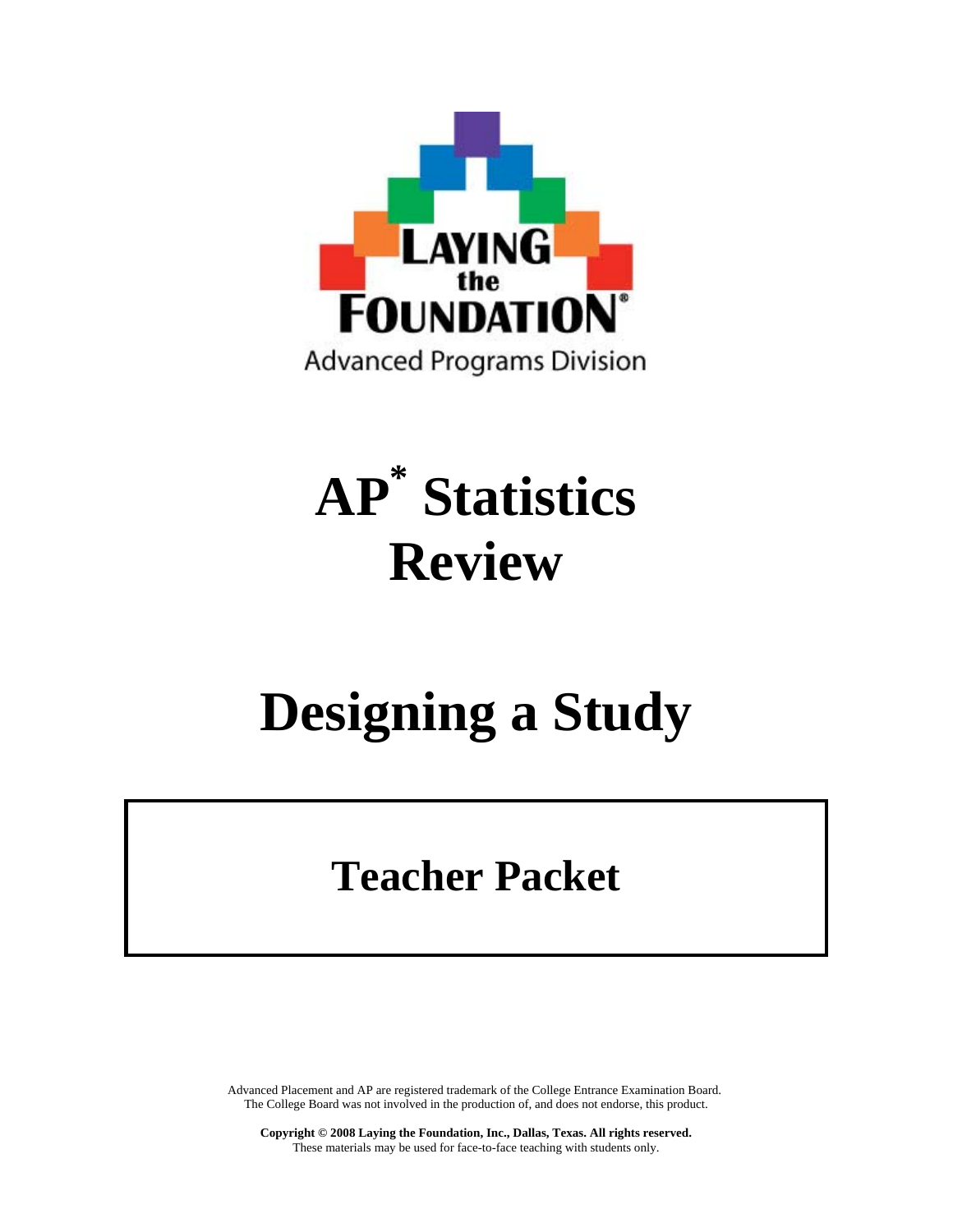LAYING the FOUNDATION®

Advanced Programs Division

# AP* Statistics Review

# Designing a Study

## Teacher Packet

Advanced Placement and AP are registered trademark of the College Entrance Examination Board. The College Board was not involved in the production of, and does not endorse, this product.

**Copyright © 2008 Laying the Foundation, Inc., Dallas, Texas. All rights reserved.**
These materials may be used for face-to-face teaching with students only.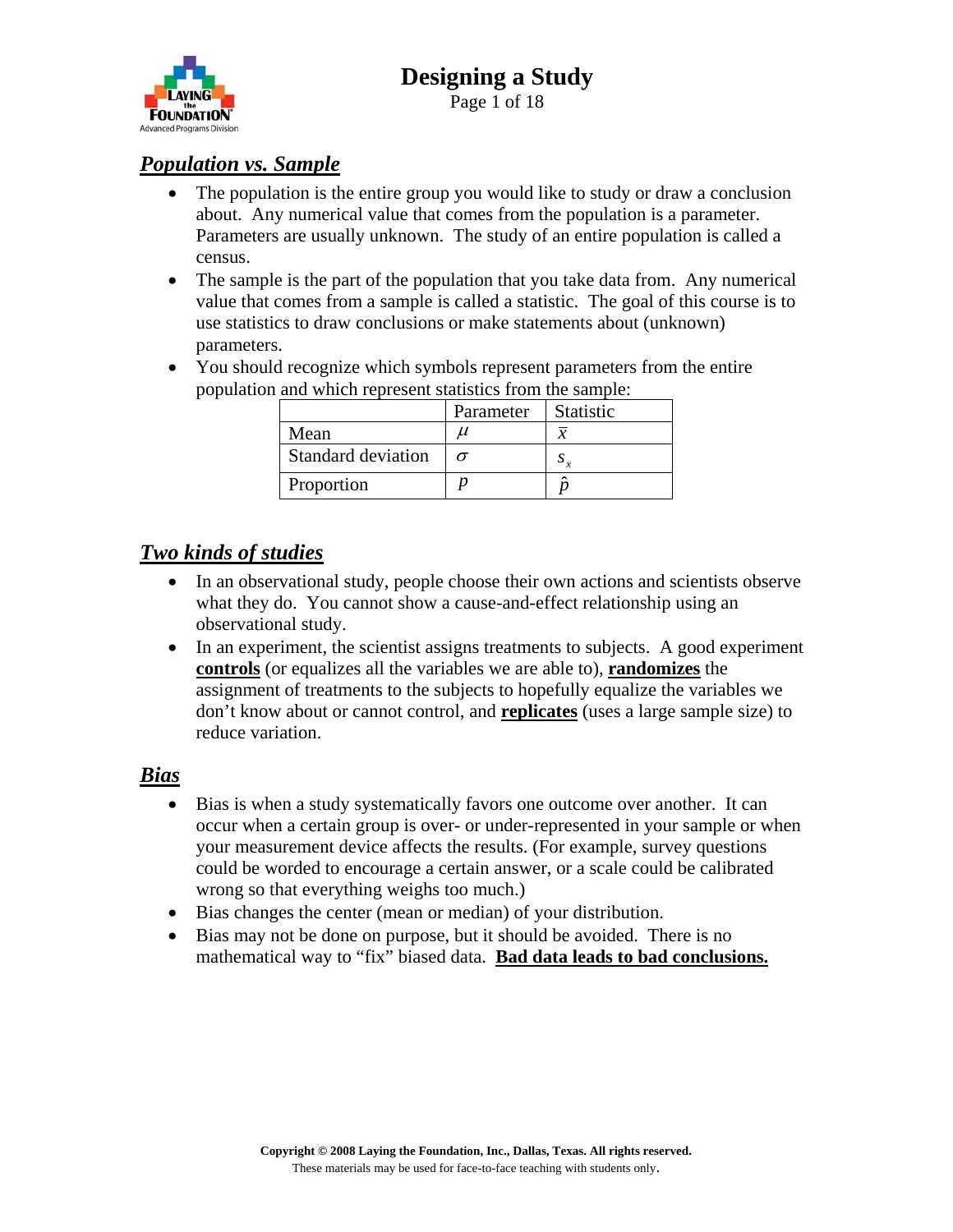# Designing a Study

## ***Population vs. Sample***

- The population is the entire group you would like to study or draw a conclusion about. Any numerical value that comes from the population is a parameter. Parameters are usually unknown. The study of an entire population is called a census.
- The sample is the part of the population that you take data from. Any numerical value that comes from a sample is called a statistic. The goal of this course is to use statistics to draw conclusions or make statements about (unknown) parameters.
- You should recognize which symbols represent parameters from the entire population and which represent statistics from the sample:

| | Parameter | Statistic |
|---|---|---|
| Mean | $\mu$ | $\bar{x}$ |
| Standard deviation | $\sigma$ | $s_x$ |
| Proportion | $p$ | $\hat{p}$ |

## ***Two kinds of studies***

- In an observational study, people choose their own actions and scientists observe what they do. You cannot show a cause-and-effect relationship using an observational study.
- In an experiment, the scientist assigns treatments to subjects. A good experiment **controls** (or equalizes all the variables we are able to), **randomizes** the assignment of treatments to the subjects to hopefully equalize the variables we don't know about or cannot control, and **replicates** (uses a large sample size) to reduce variation.

## ***Bias***

- Bias is when a study systematically favors one outcome over another. It can occur when a certain group is over- or under-represented in your sample or when your measurement device affects the results. (For example, survey questions could be worded to encourage a certain answer, or a scale could be calibrated wrong so that everything weighs too much.)
- Bias changes the center (mean or median) of your distribution.
- Bias may not be done on purpose, but it should be avoided. There is no mathematical way to "fix" biased data. **Bad data leads to bad conclusions.**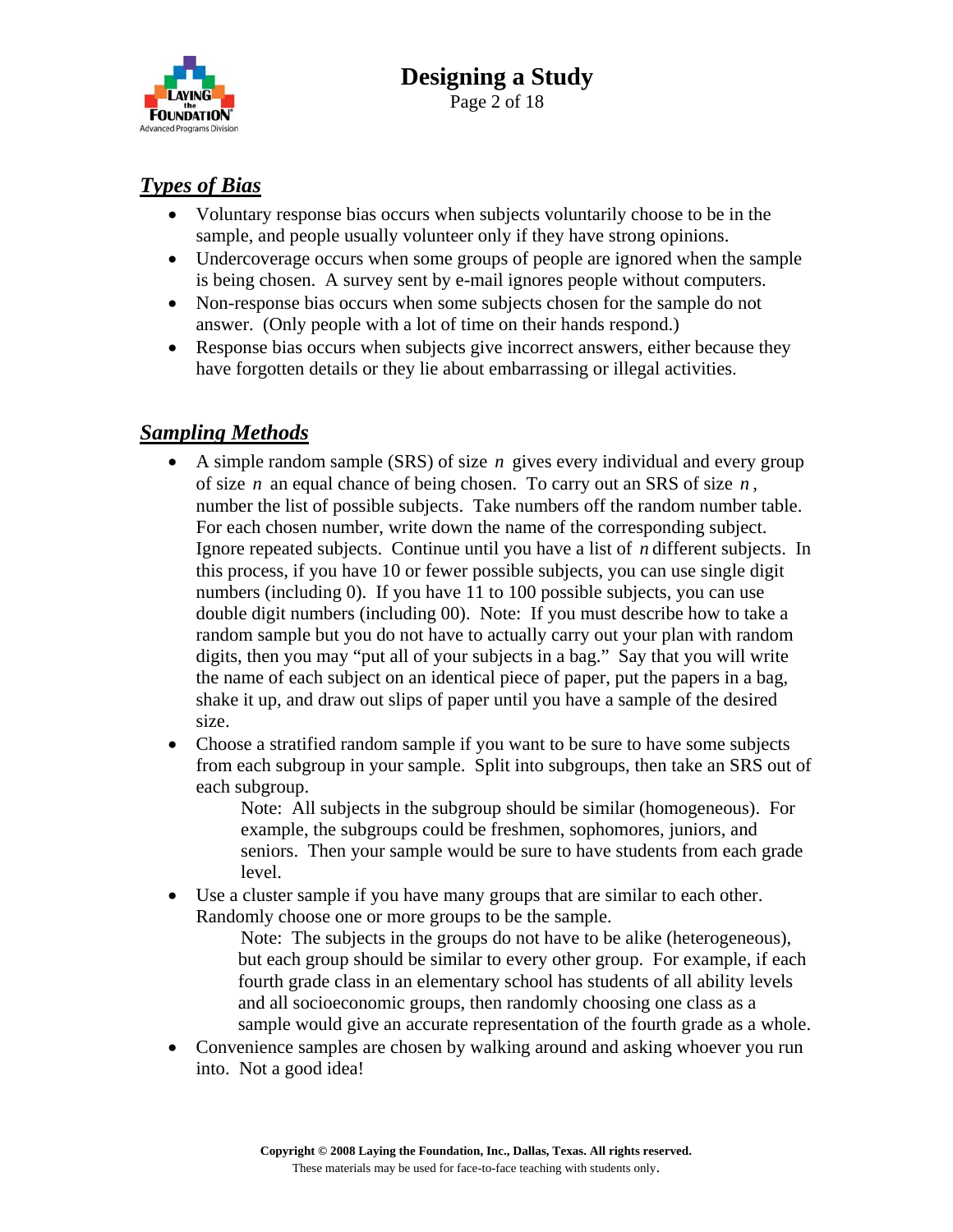## *Types of Bias*

- Voluntary response bias occurs when subjects voluntarily choose to be in the sample, and people usually volunteer only if they have strong opinions.
- Undercoverage occurs when some groups of people are ignored when the sample is being chosen. A survey sent by e-mail ignores people without computers.
- Non-response bias occurs when some subjects chosen for the sample do not answer. (Only people with a lot of time on their hands respond.)
- Response bias occurs when subjects give incorrect answers, either because they have forgotten details or they lie about embarrassing or illegal activities.

## *Sampling Methods*

- A simple random sample (SRS) of size $n$ gives every individual and every group of size $n$ an equal chance of being chosen. To carry out an SRS of size $n$, number the list of possible subjects. Take numbers off the random number table. For each chosen number, write down the name of the corresponding subject. Ignore repeated subjects. Continue until you have a list of $n$ different subjects. In this process, if you have 10 or fewer possible subjects, you can use single digit numbers (including 0). If you have 11 to 100 possible subjects, you can use double digit numbers (including 00). Note: If you must describe how to take a random sample but you do not have to actually carry out your plan with random digits, then you may "put all of your subjects in a bag." Say that you will write the name of each subject on an identical piece of paper, put the papers in a bag, shake it up, and draw out slips of paper until you have a sample of the desired size.
- Choose a stratified random sample if you want to be sure to have some subjects from each subgroup in your sample. Split into subgroups, then take an SRS out of each subgroup.

  Note: All subjects in the subgroup should be similar (homogeneous). For example, the subgroups could be freshmen, sophomores, juniors, and seniors. Then your sample would be sure to have students from each grade level.
- Use a cluster sample if you have many groups that are similar to each other. Randomly choose one or more groups to be the sample.

  Note: The subjects in the groups do not have to be alike (heterogeneous), but each group should be similar to every other group. For example, if each fourth grade class in an elementary school has students of all ability levels and all socioeconomic groups, then randomly choosing one class as a sample would give an accurate representation of the fourth grade as a whole.
- Convenience samples are chosen by walking around and asking whoever you run into. Not a good idea!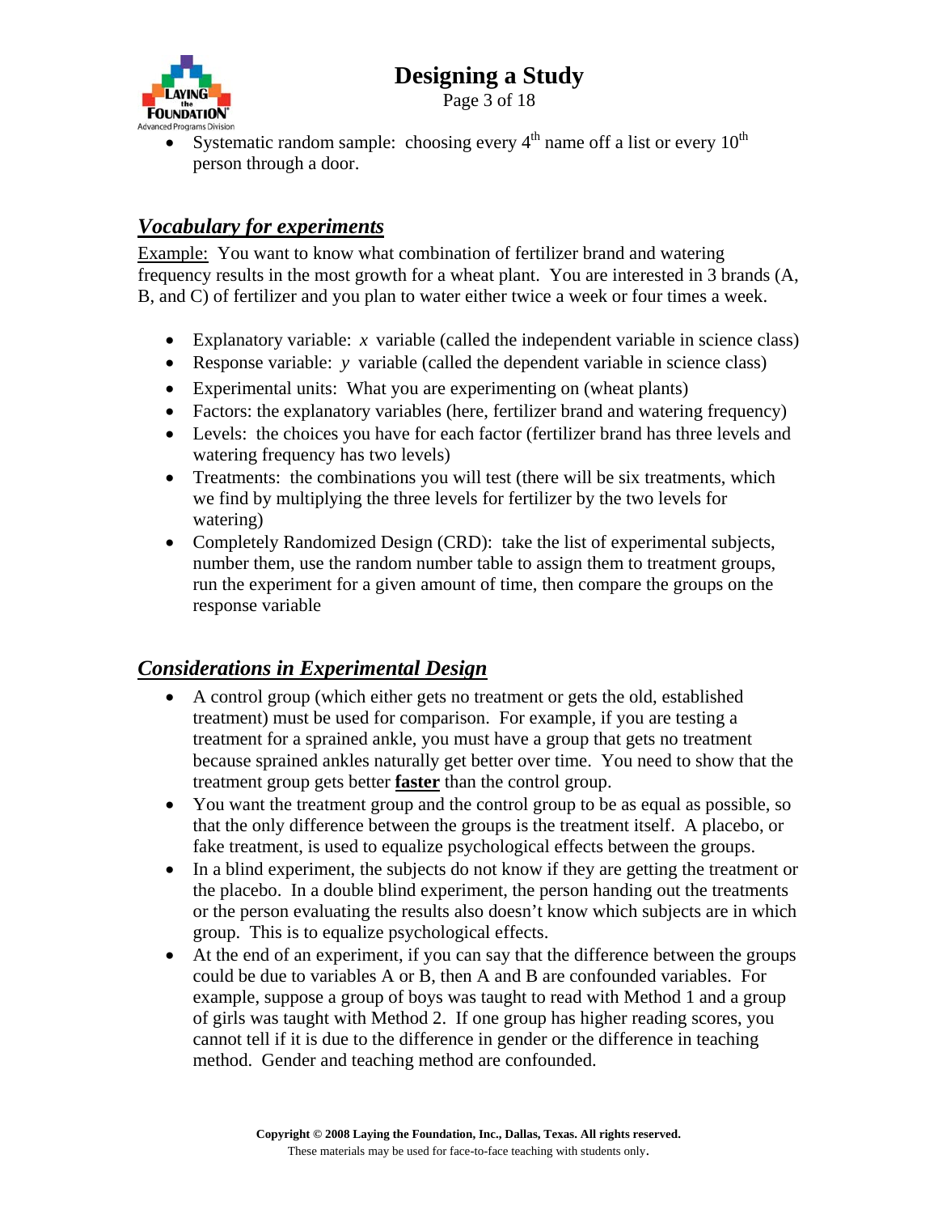- Systematic random sample: choosing every $4^{th}$ name off a list or every $10^{th}$ person through a door.

## ***Vocabulary for experiments***

Example: You want to know what combination of fertilizer brand and watering frequency results in the most growth for a wheat plant. You are interested in 3 brands (A, B, and C) of fertilizer and you plan to water either twice a week or four times a week.

- Explanatory variable: $x$ variable (called the independent variable in science class)
- Response variable: $y$ variable (called the dependent variable in science class)
- Experimental units: What you are experimenting on (wheat plants)
- Factors: the explanatory variables (here, fertilizer brand and watering frequency)
- Levels: the choices you have for each factor (fertilizer brand has three levels and watering frequency has two levels)
- Treatments: the combinations you will test (there will be six treatments, which we find by multiplying the three levels for fertilizer by the two levels for watering)
- Completely Randomized Design (CRD): take the list of experimental subjects, number them, use the random number table to assign them to treatment groups, run the experiment for a given amount of time, then compare the groups on the response variable

## ***Considerations in Experimental Design***

- A control group (which either gets no treatment or gets the old, established treatment) must be used for comparison. For example, if you are testing a treatment for a sprained ankle, you must have a group that gets no treatment because sprained ankles naturally get better over time. You need to show that the treatment group gets better **faster** than the control group.
- You want the treatment group and the control group to be as equal as possible, so that the only difference between the groups is the treatment itself. A placebo, or fake treatment, is used to equalize psychological effects between the groups.
- In a blind experiment, the subjects do not know if they are getting the treatment or the placebo. In a double blind experiment, the person handing out the treatments or the person evaluating the results also doesn't know which subjects are in which group. This is to equalize psychological effects.
- At the end of an experiment, if you can say that the difference between the groups could be due to variables A or B, then A and B are confounded variables. For example, suppose a group of boys was taught to read with Method 1 and a group of girls was taught with Method 2. If one group has higher reading scores, you cannot tell if it is due to the difference in gender or the difference in teaching method. Gender and teaching method are confounded.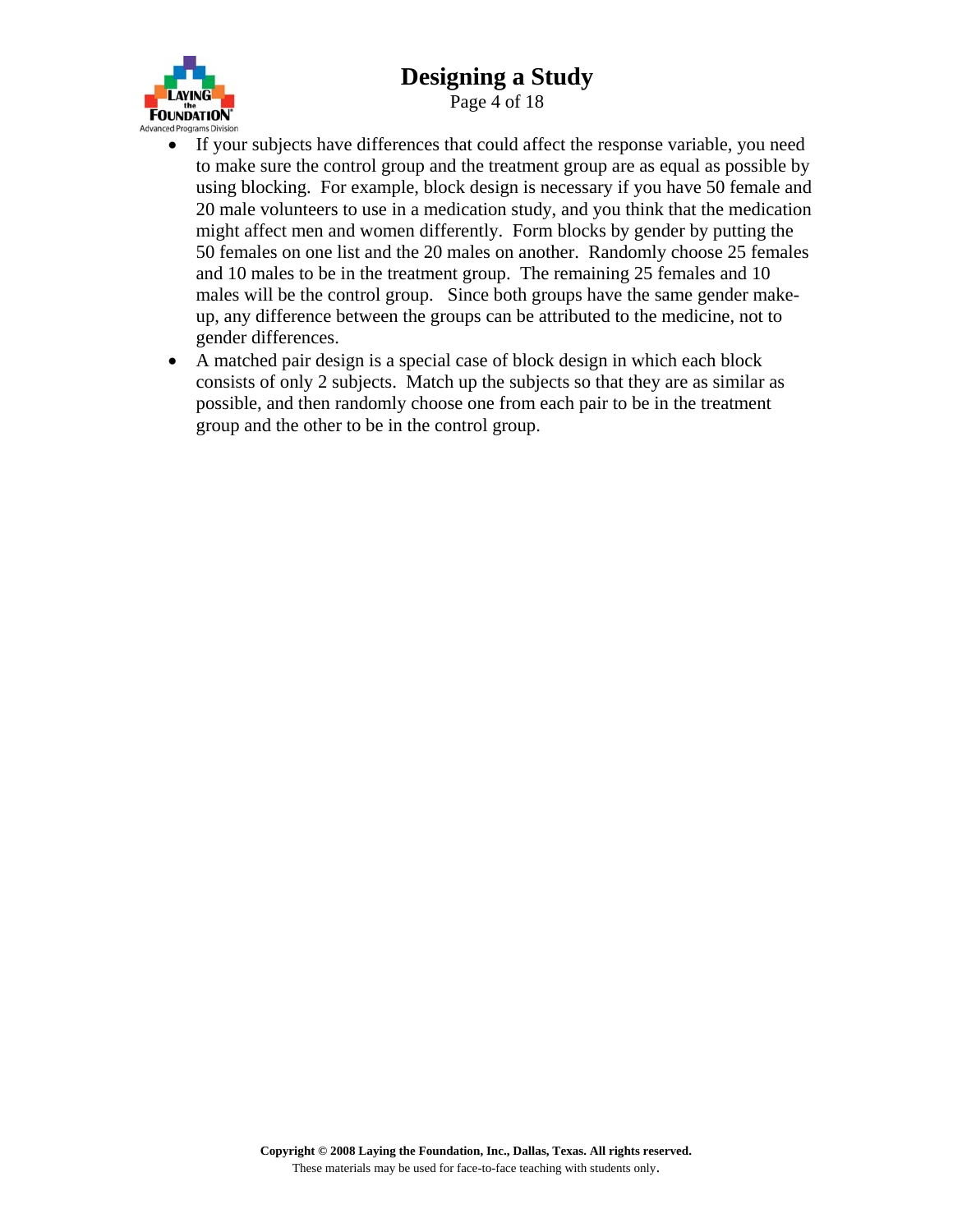- If your subjects have differences that could affect the response variable, you need to make sure the control group and the treatment group are as equal as possible by using blocking. For example, block design is necessary if you have 50 female and 20 male volunteers to use in a medication study, and you think that the medication might affect men and women differently. Form blocks by gender by putting the 50 females on one list and the 20 males on another. Randomly choose 25 females and 10 males to be in the treatment group. The remaining 25 females and 10 males will be the control group. Since both groups have the same gender make-up, any difference between the groups can be attributed to the medicine, not to gender differences.
- A matched pair design is a special case of block design in which each block consists of only 2 subjects. Match up the subjects so that they are as similar as possible, and then randomly choose one from each pair to be in the treatment group and the other to be in the control group.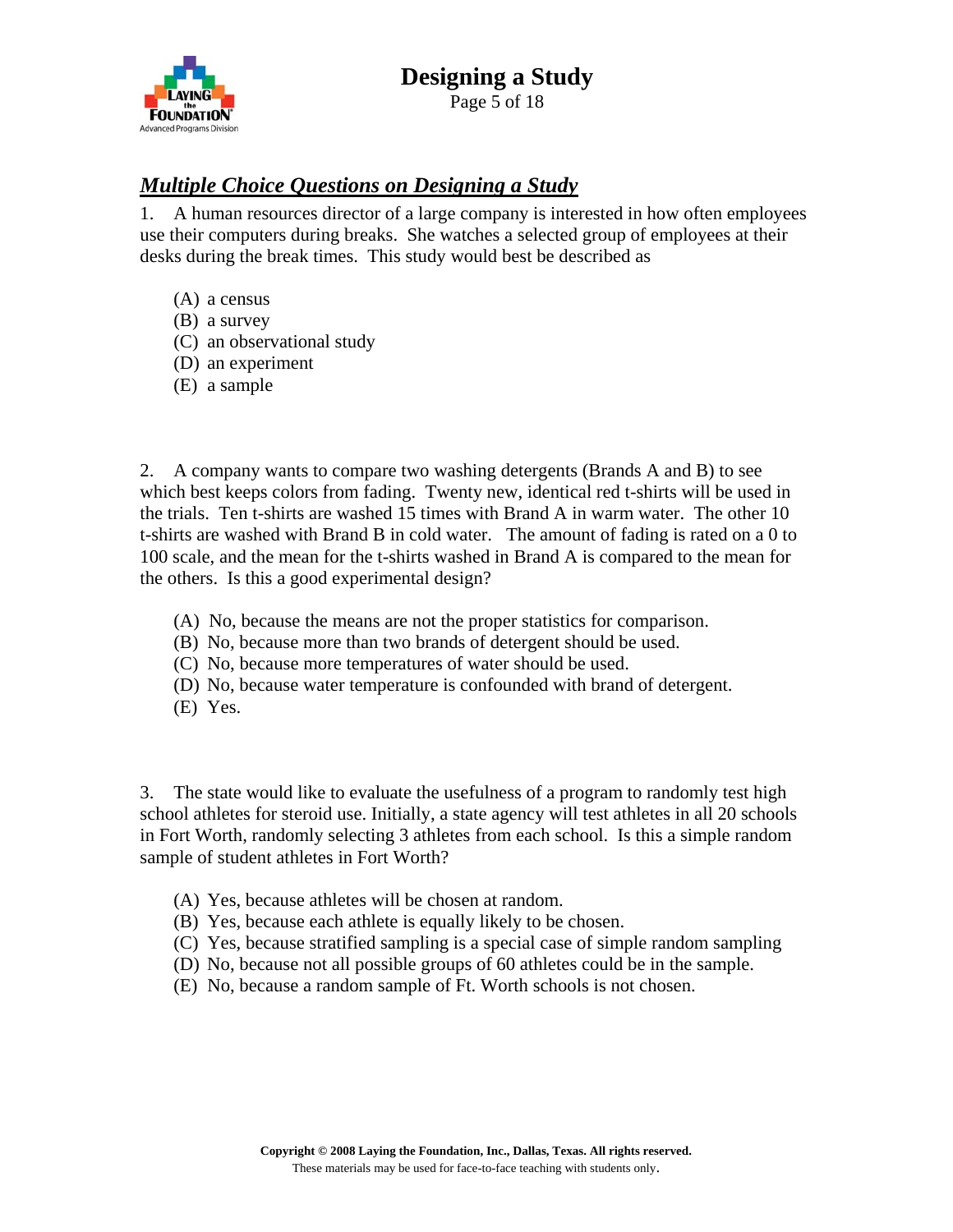## ***Multiple Choice Questions on Designing a Study***

1. A human resources director of a large company is interested in how often employees use their computers during breaks. She watches a selected group of employees at their desks during the break times. This study would best be described as

   (A) a census
   (B) a survey
   (C) an observational study
   (D) an experiment
   (E) a sample

2. A company wants to compare two washing detergents (Brands A and B) to see which best keeps colors from fading. Twenty new, identical red t-shirts will be used in the trials. Ten t-shirts are washed 15 times with Brand A in warm water. The other 10 t-shirts are washed with Brand B in cold water. The amount of fading is rated on a 0 to 100 scale, and the mean for the t-shirts washed in Brand A is compared to the mean for the others. Is this a good experimental design?

   (A) No, because the means are not the proper statistics for comparison.
   (B) No, because more than two brands of detergent should be used.
   (C) No, because more temperatures of water should be used.
   (D) No, because water temperature is confounded with brand of detergent.
   (E) Yes.

3. The state would like to evaluate the usefulness of a program to randomly test high school athletes for steroid use. Initially, a state agency will test athletes in all 20 schools in Fort Worth, randomly selecting 3 athletes from each school. Is this a simple random sample of student athletes in Fort Worth?

   (A) Yes, because athletes will be chosen at random.
   (B) Yes, because each athlete is equally likely to be chosen.
   (C) Yes, because stratified sampling is a special case of simple random sampling
   (D) No, because not all possible groups of 60 athletes could be in the sample.
   (E) No, because a random sample of Ft. Worth schools is not chosen.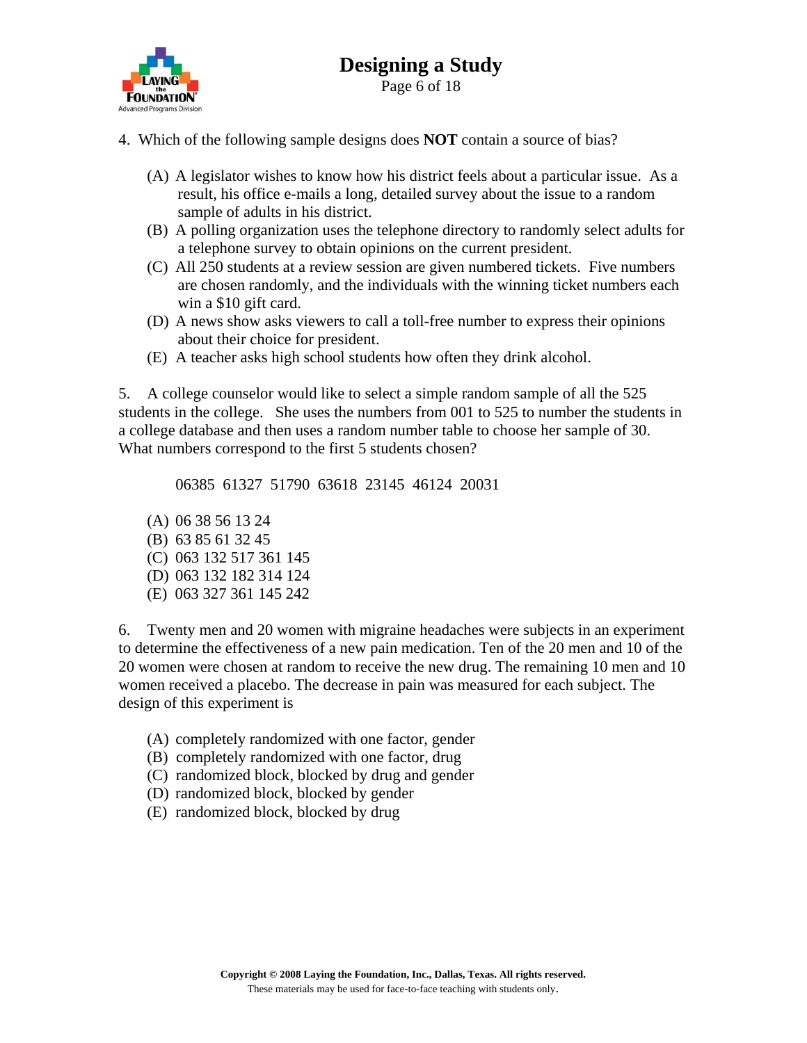4. Which of the following sample designs does **NOT** contain a source of bias?

   (A) A legislator wishes to know how his district feels about a particular issue. As a result, his office e-mails a long, detailed survey about the issue to a random sample of adults in his district.
   (B) A polling organization uses the telephone directory to randomly select adults for a telephone survey to obtain opinions on the current president.
   (C) All 250 students at a review session are given numbered tickets. Five numbers are chosen randomly, and the individuals with the winning ticket numbers each win a $10 gift card.
   (D) A news show asks viewers to call a toll-free number to express their opinions about their choice for president.
   (E) A teacher asks high school students how often they drink alcohol.

5. A college counselor would like to select a simple random sample of all the 525 students in the college. She uses the numbers from 001 to 525 to number the students in a college database and then uses a random number table to choose her sample of 30. What numbers correspond to the first 5 students chosen?

   06385 61327 51790 63618 23145 46124 20031

   (A) 06 38 56 13 24
   (B) 63 85 61 32 45
   (C) 063 132 517 361 145
   (D) 063 132 182 314 124
   (E) 063 327 361 145 242

6. Twenty men and 20 women with migraine headaches were subjects in an experiment to determine the effectiveness of a new pain medication. Ten of the 20 men and 10 of the 20 women were chosen at random to receive the new drug. The remaining 10 men and 10 women received a placebo. The decrease in pain was measured for each subject. The design of this experiment is

   (A) completely randomized with one factor, gender
   (B) completely randomized with one factor, drug
   (C) randomized block, blocked by drug and gender
   (D) randomized block, blocked by gender
   (E) randomized block, blocked by drug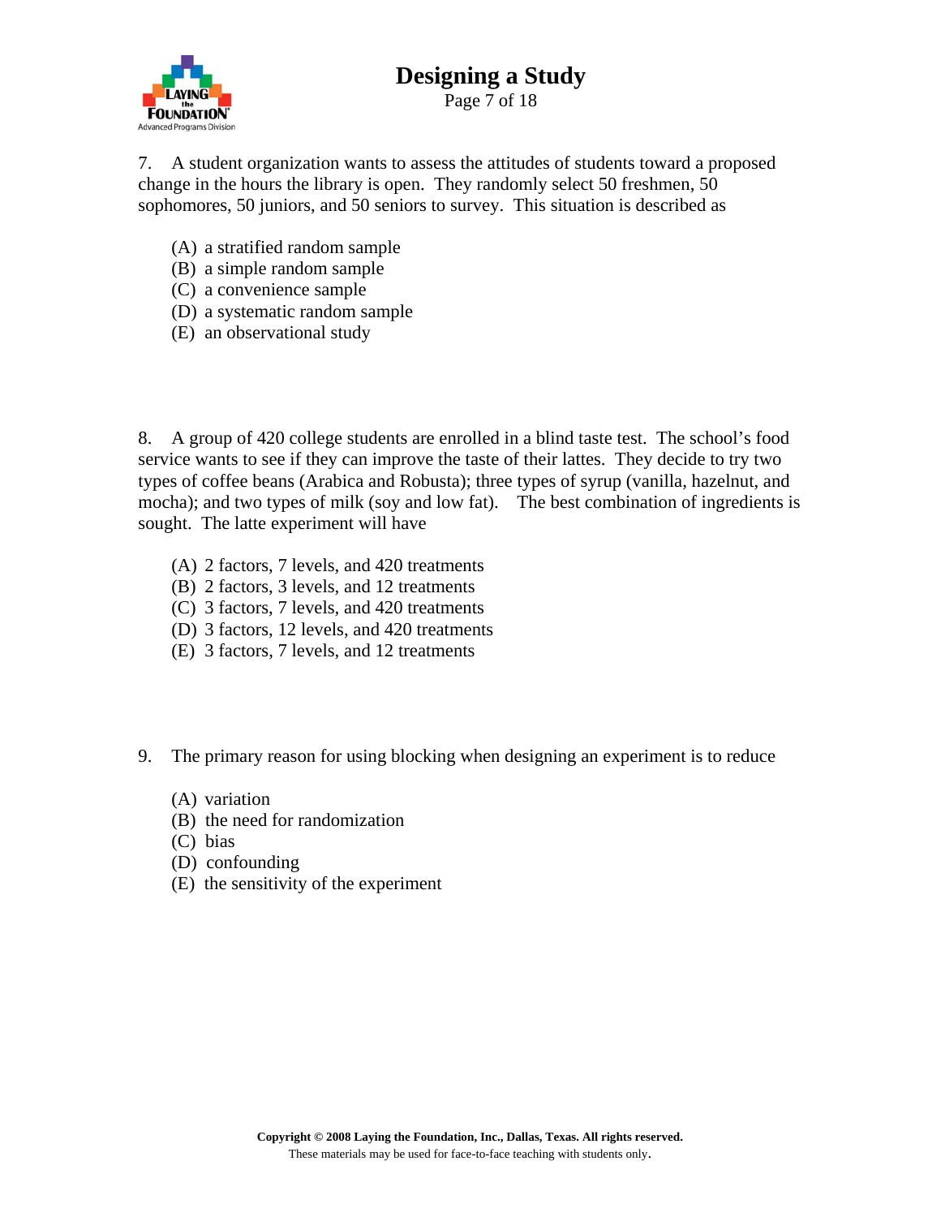7. A student organization wants to assess the attitudes of students toward a proposed change in the hours the library is open. They randomly select 50 freshmen, 50 sophomores, 50 juniors, and 50 seniors to survey. This situation is described as

(A) a stratified random sample
(B) a simple random sample
(C) a convenience sample
(D) a systematic random sample
(E) an observational study

8. A group of 420 college students are enrolled in a blind taste test. The school's food service wants to see if they can improve the taste of their lattes. They decide to try two types of coffee beans (Arabica and Robusta); three types of syrup (vanilla, hazelnut, and mocha); and two types of milk (soy and low fat). The best combination of ingredients is sought. The latte experiment will have

(A) 2 factors, 7 levels, and 420 treatments
(B) 2 factors, 3 levels, and 12 treatments
(C) 3 factors, 7 levels, and 420 treatments
(D) 3 factors, 12 levels, and 420 treatments
(E) 3 factors, 7 levels, and 12 treatments

9. The primary reason for using blocking when designing an experiment is to reduce

(A) variation
(B) the need for randomization
(C) bias
(D) confounding
(E) the sensitivity of the experiment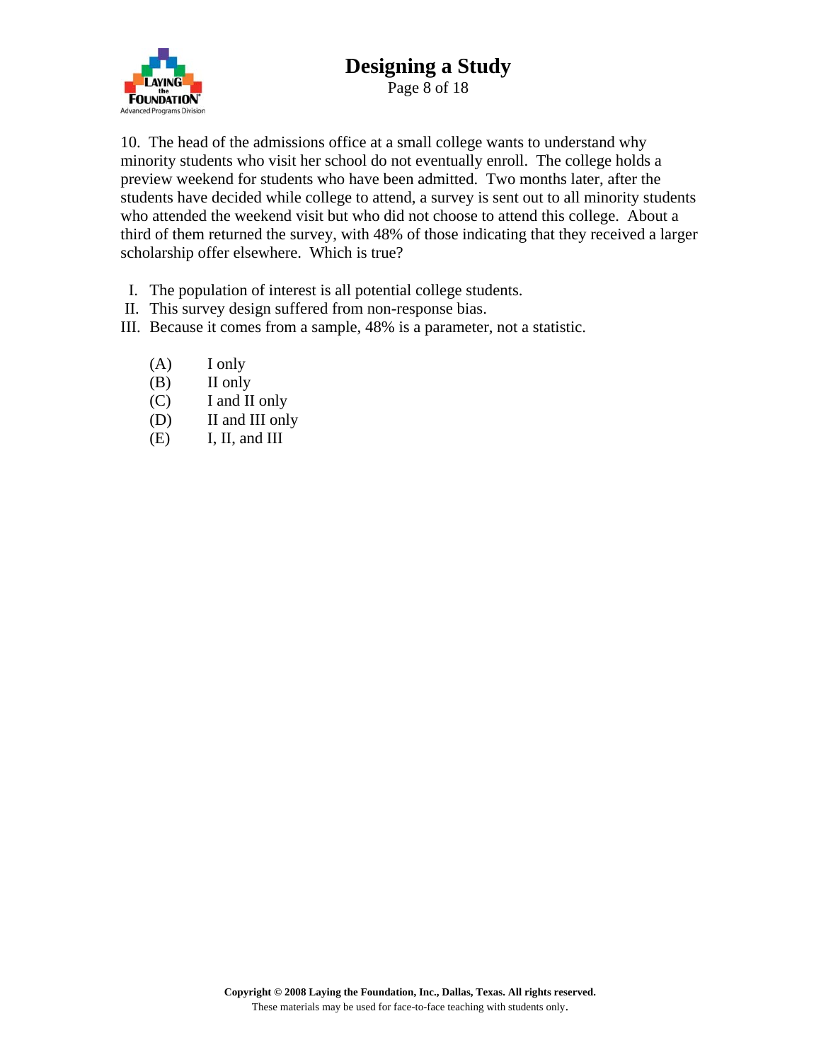10. The head of the admissions office at a small college wants to understand why minority students who visit her school do not eventually enroll. The college holds a preview weekend for students who have been admitted. Two months later, after the students have decided while college to attend, a survey is sent out to all minority students who attended the weekend visit but who did not choose to attend this college. About a third of them returned the survey, with 48% of those indicating that they received a larger scholarship offer elsewhere. Which is true?

I. The population of interest is all potential college students.
II. This survey design suffered from non-response bias.
III. Because it comes from a sample, 48% is a parameter, not a statistic.

(A) I only
(B) II only
(C) I and II only
(D) II and III only
(E) I, II, and III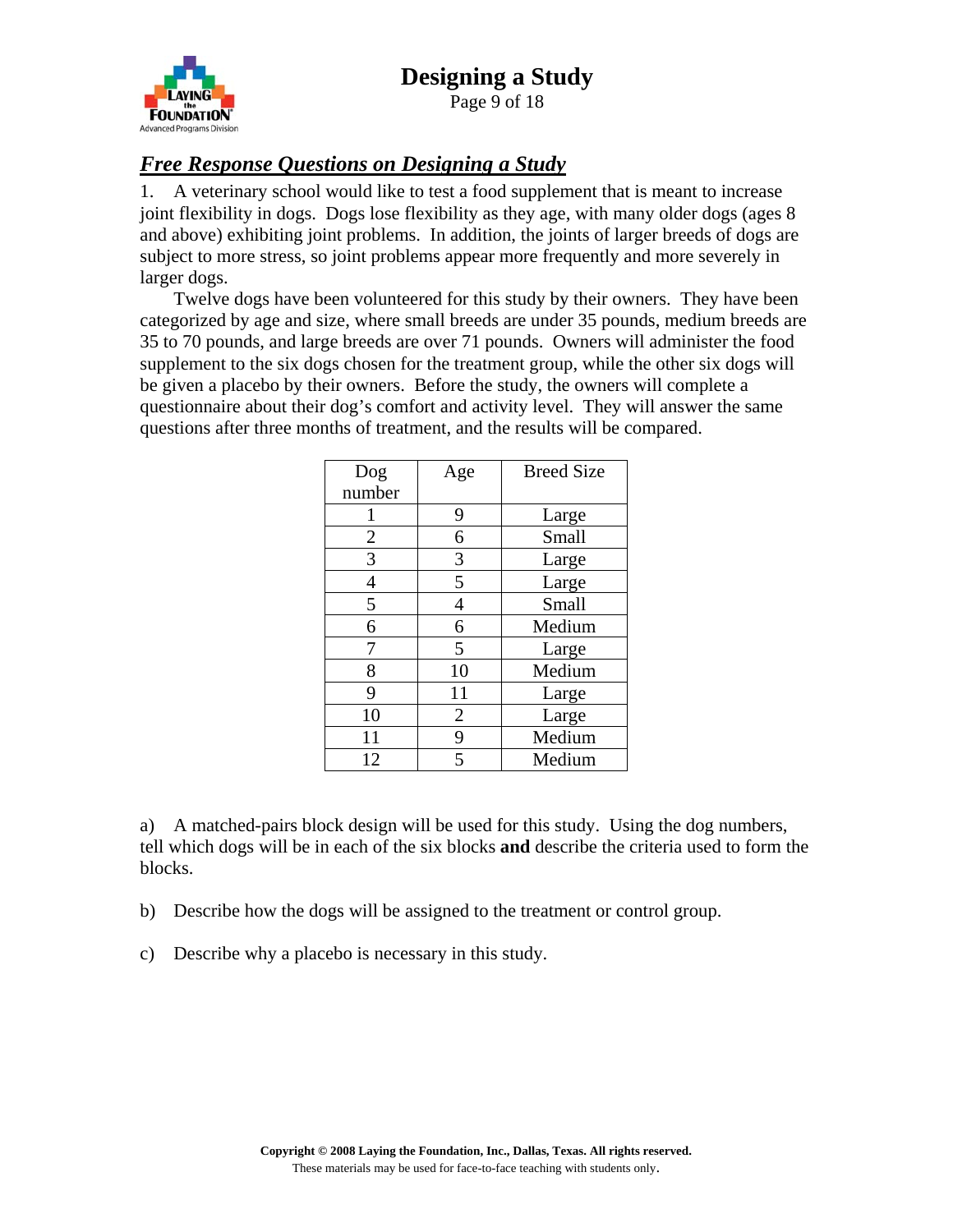## *Free Response Questions on Designing a Study*

1. A veterinary school would like to test a food supplement that is meant to increase joint flexibility in dogs. Dogs lose flexibility as they age, with many older dogs (ages 8 and above) exhibiting joint problems. In addition, the joints of larger breeds of dogs are subject to more stress, so joint problems appear more frequently and more severely in larger dogs.

Twelve dogs have been volunteered for this study by their owners. They have been categorized by age and size, where small breeds are under 35 pounds, medium breeds are 35 to 70 pounds, and large breeds are over 71 pounds. Owners will administer the food supplement to the six dogs chosen for the treatment group, while the other six dogs will be given a placebo by their owners. Before the study, the owners will complete a questionnaire about their dog's comfort and activity level. They will answer the same questions after three months of treatment, and the results will be compared.

| Dog number | Age | Breed Size |
|---|---|---|
| 1 | 9 | Large |
| 2 | 6 | Small |
| 3 | 3 | Large |
| 4 | 5 | Large |
| 5 | 4 | Small |
| 6 | 6 | Medium |
| 7 | 5 | Large |
| 8 | 10 | Medium |
| 9 | 11 | Large |
| 10 | 2 | Large |
| 11 | 9 | Medium |
| 12 | 5 | Medium |

a) A matched-pairs block design will be used for this study. Using the dog numbers, tell which dogs will be in each of the six blocks **and** describe the criteria used to form the blocks.

b) Describe how the dogs will be assigned to the treatment or control group.

c) Describe why a placebo is necessary in this study.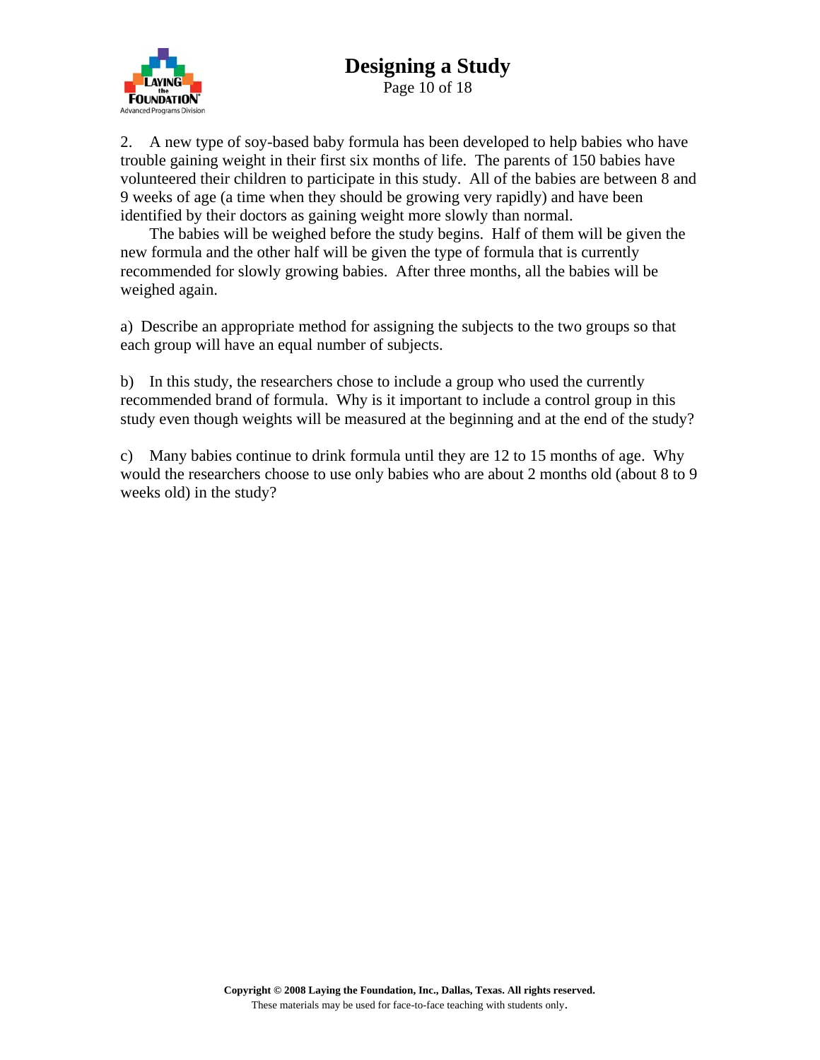2. A new type of soy-based baby formula has been developed to help babies who have trouble gaining weight in their first six months of life. The parents of 150 babies have volunteered their children to participate in this study. All of the babies are between 8 and 9 weeks of age (a time when they should be growing very rapidly) and have been identified by their doctors as gaining weight more slowly than normal.

The babies will be weighed before the study begins. Half of them will be given the new formula and the other half will be given the type of formula that is currently recommended for slowly growing babies. After three months, all the babies will be weighed again.

a) Describe an appropriate method for assigning the subjects to the two groups so that each group will have an equal number of subjects.

b) In this study, the researchers chose to include a group who used the currently recommended brand of formula. Why is it important to include a control group in this study even though weights will be measured at the beginning and at the end of the study?

c) Many babies continue to drink formula until they are 12 to 15 months of age. Why would the researchers choose to use only babies who are about 2 months old (about 8 to 9 weeks old) in the study?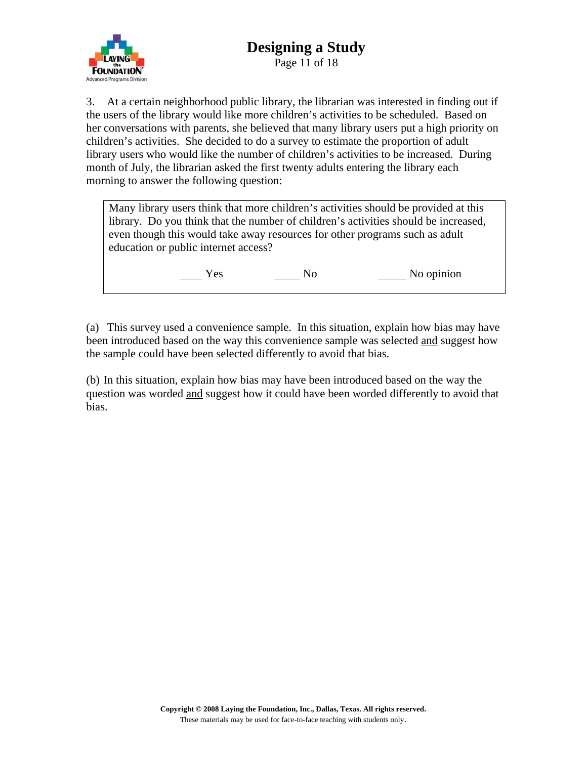3. At a certain neighborhood public library, the librarian was interested in finding out if the users of the library would like more children's activities to be scheduled. Based on her conversations with parents, she believed that many library users put a high priority on children's activities. She decided to do a survey to estimate the proportion of adult library users who would like the number of children's activities to be increased. During month of July, the librarian asked the first twenty adults entering the library each morning to answer the following question:

> Many library users think that more children's activities should be provided at this library. Do you think that the number of children's activities should be increased, even though this would take away resources for other programs such as adult education or public internet access?
>
> ____ Yes ____ No ____ No opinion

(a) This survey used a convenience sample. In this situation, explain how bias may have been introduced based on the way this convenience sample was selected <u>and</u> suggest how the sample could have been selected differently to avoid that bias.

(b) In this situation, explain how bias may have been introduced based on the way the question was worded <u>and</u> suggest how it could have been worded differently to avoid that bias.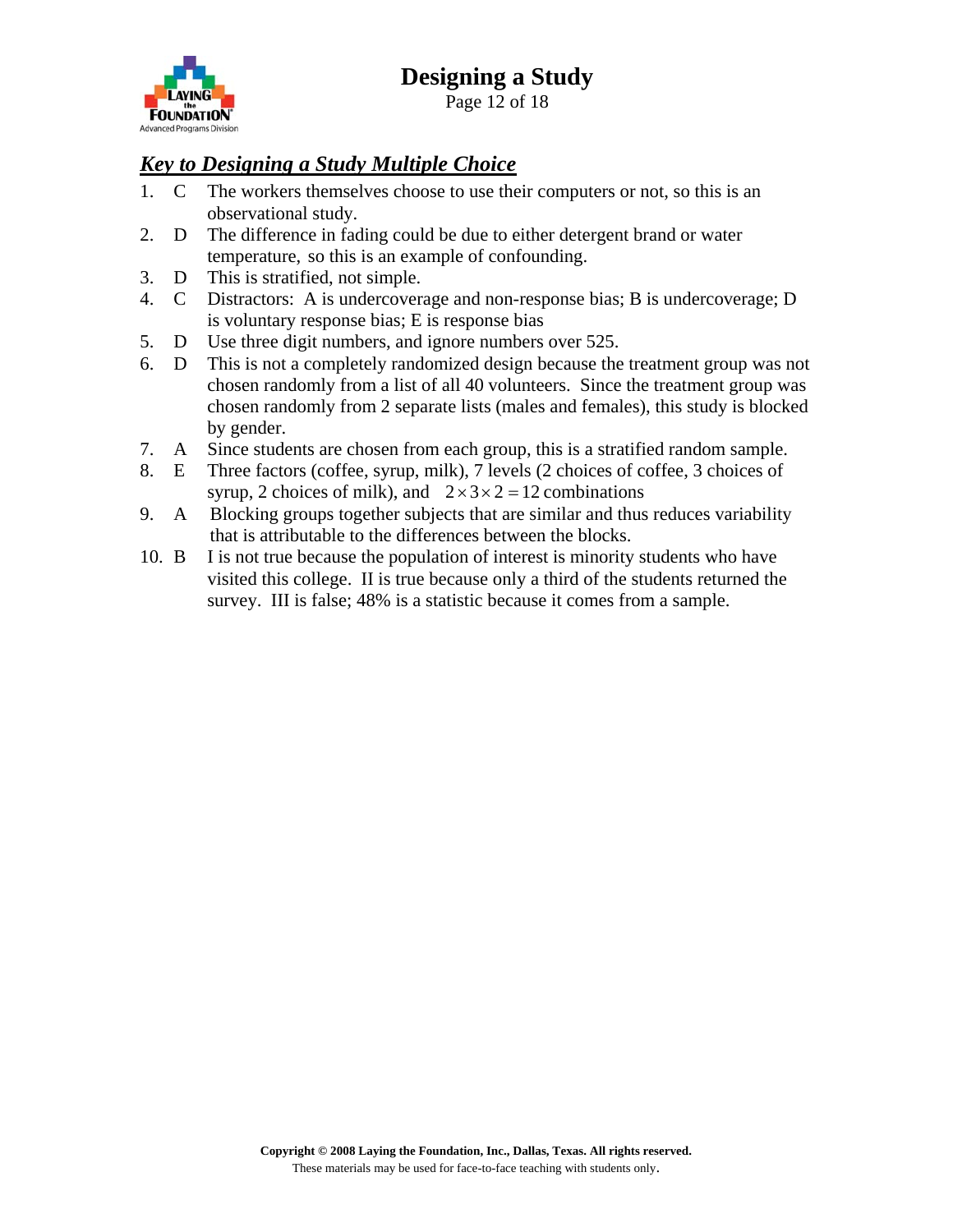## ***Key to Designing a Study Multiple Choice***

1. C The workers themselves choose to use their computers or not, so this is an observational study.
2. D The difference in fading could be due to either detergent brand or water temperature, so this is an example of confounding.
3. D This is stratified, not simple.
4. C Distractors: A is undercoverage and non-response bias; B is undercoverage; D is voluntary response bias; E is response bias
5. D Use three digit numbers, and ignore numbers over 525.
6. D This is not a completely randomized design because the treatment group was not chosen randomly from a list of all 40 volunteers. Since the treatment group was chosen randomly from 2 separate lists (males and females), this study is blocked by gender.
7. A Since students are chosen from each group, this is a stratified random sample.
8. E Three factors (coffee, syrup, milk), 7 levels (2 choices of coffee, 3 choices of syrup, 2 choices of milk), and $2 \times 3 \times 2 = 12$ combinations
9. A Blocking groups together subjects that are similar and thus reduces variability that is attributable to the differences between the blocks.
10. B I is not true because the population of interest is minority students who have visited this college. II is true because only a third of the students returned the survey. III is false; 48% is a statistic because it comes from a sample.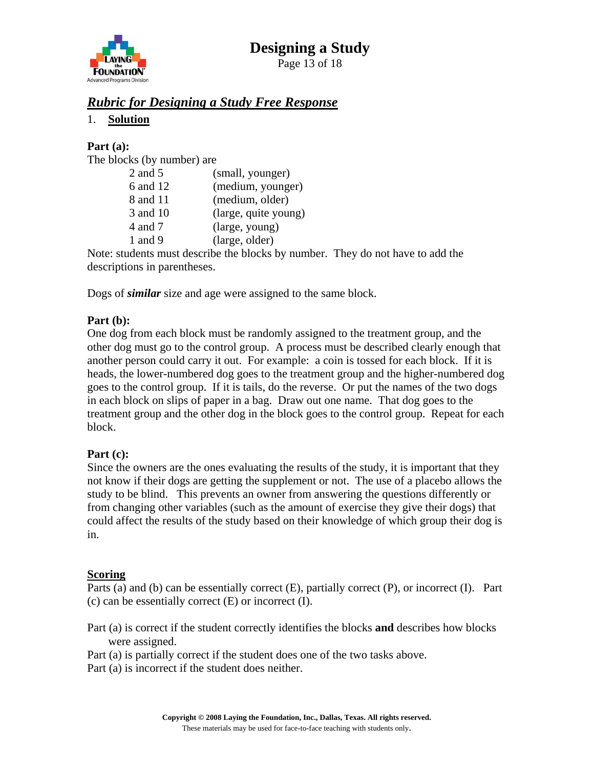## *Rubric for Designing a Study Free Response*

1. **Solution**

**Part (a):**

The blocks (by number) are

| | |
|---|---|
| 2 and 5 | (small, younger) |
| 6 and 12 | (medium, younger) |
| 8 and 11 | (medium, older) |
| 3 and 10 | (large, quite young) |
| 4 and 7 | (large, young) |
| 1 and 9 | (large, older) |

Note: students must describe the blocks by number. They do not have to add the descriptions in parentheses.

Dogs of ***similar*** size and age were assigned to the same block.

**Part (b):**

One dog from each block must be randomly assigned to the treatment group, and the other dog must go to the control group. A process must be described clearly enough that another person could carry it out. For example: a coin is tossed for each block. If it is heads, the lower-numbered dog goes to the treatment group and the higher-numbered dog goes to the control group. If it is tails, do the reverse. Or put the names of the two dogs in each block on slips of paper in a bag. Draw out one name. That dog goes to the treatment group and the other dog in the block goes to the control group. Repeat for each block.

**Part (c):**

Since the owners are the ones evaluating the results of the study, it is important that they not know if their dogs are getting the supplement or not. The use of a placebo allows the study to be blind. This prevents an owner from answering the questions differently or from changing other variables (such as the amount of exercise they give their dogs) that could affect the results of the study based on their knowledge of which group their dog is in.

**Scoring**

Parts (a) and (b) can be essentially correct (E), partially correct (P), or incorrect (I). Part (c) can be essentially correct (E) or incorrect (I).

Part (a) is correct if the student correctly identifies the blocks **and** describes how blocks were assigned.

Part (a) is partially correct if the student does one of the two tasks above.

Part (a) is incorrect if the student does neither.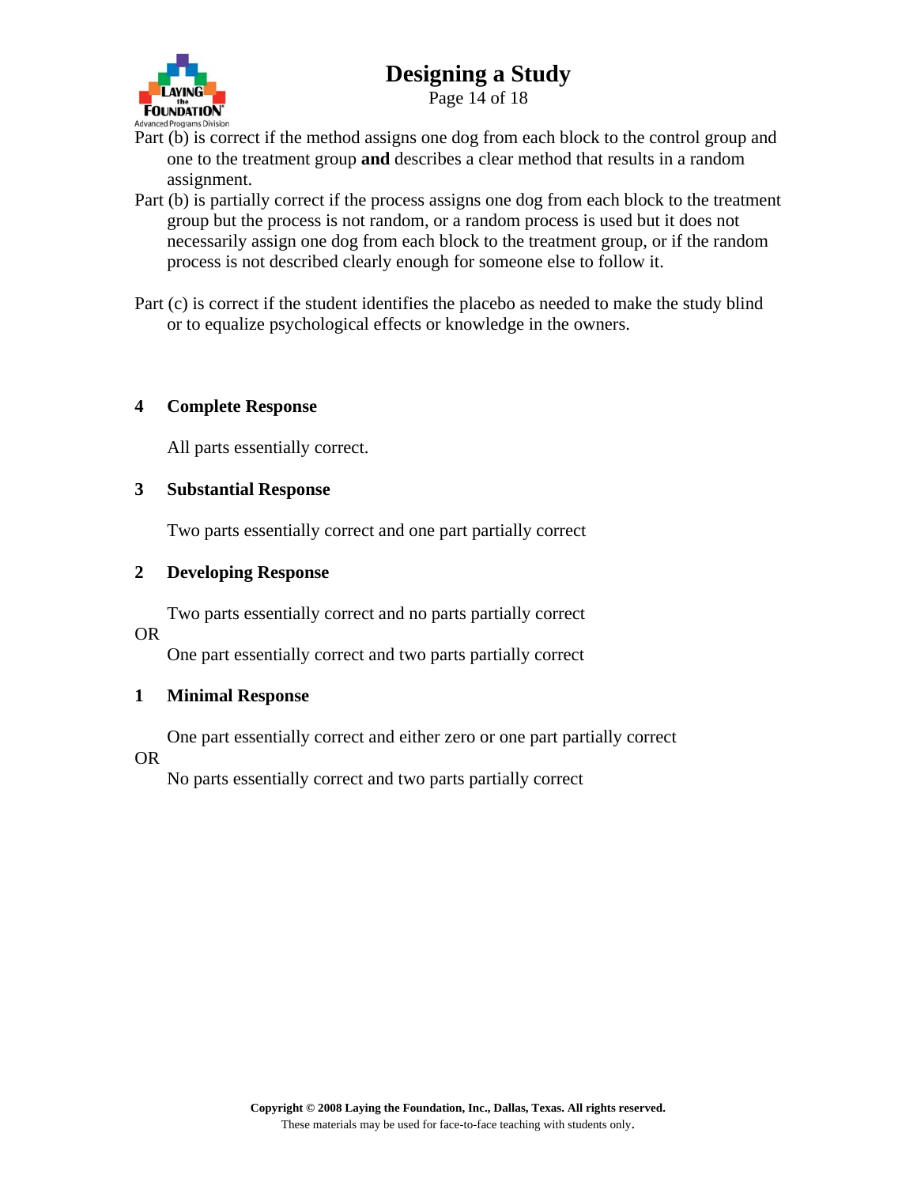Part (b) is correct if the method assigns one dog from each block to the control group and one to the treatment group **and** describes a clear method that results in a random assignment.

Part (b) is partially correct if the process assigns one dog from each block to the treatment group but the process is not random, or a random process is used but it does not necessarily assign one dog from each block to the treatment group, or if the random process is not described clearly enough for someone else to follow it.

Part (c) is correct if the student identifies the placebo as needed to make the study blind or to equalize psychological effects or knowledge in the owners.

**4 Complete Response**

All parts essentially correct.

**3 Substantial Response**

Two parts essentially correct and one part partially correct

**2 Developing Response**

Two parts essentially correct and no parts partially correct

OR

One part essentially correct and two parts partially correct

**1 Minimal Response**

One part essentially correct and either zero or one part partially correct

OR

No parts essentially correct and two parts partially correct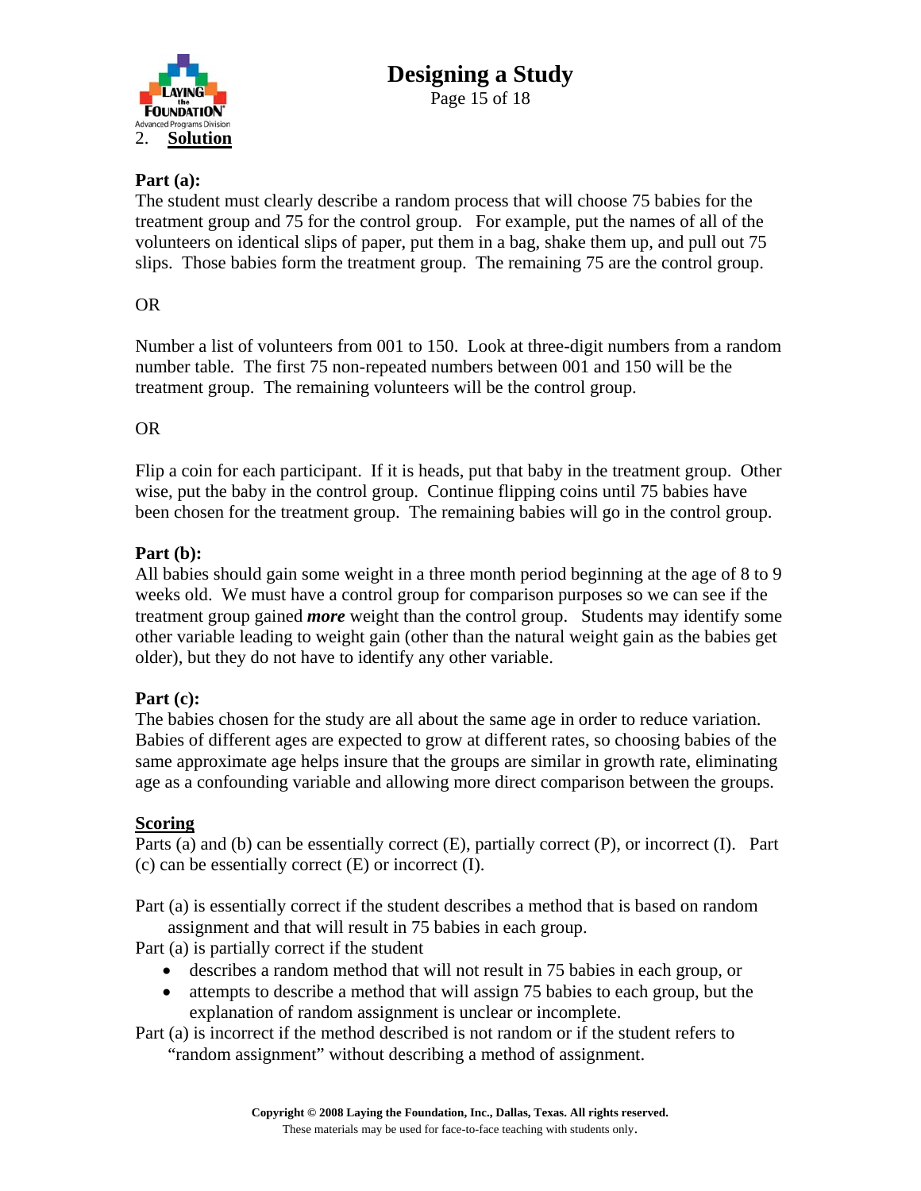2. **Solution**

**Part (a):**
The student must clearly describe a random process that will choose 75 babies for the treatment group and 75 for the control group. For example, put the names of all of the volunteers on identical slips of paper, put them in a bag, shake them up, and pull out 75 slips. Those babies form the treatment group. The remaining 75 are the control group.

OR

Number a list of volunteers from 001 to 150. Look at three-digit numbers from a random number table. The first 75 non-repeated numbers between 001 and 150 will be the treatment group. The remaining volunteers will be the control group.

OR

Flip a coin for each participant. If it is heads, put that baby in the treatment group. Other wise, put the baby in the control group. Continue flipping coins until 75 babies have been chosen for the treatment group. The remaining babies will go in the control group.

**Part (b):**
All babies should gain some weight in a three month period beginning at the age of 8 to 9 weeks old. We must have a control group for comparison purposes so we can see if the treatment group gained ***more*** weight than the control group. Students may identify some other variable leading to weight gain (other than the natural weight gain as the babies get older), but they do not have to identify any other variable.

**Part (c):**
The babies chosen for the study are all about the same age in order to reduce variation. Babies of different ages are expected to grow at different rates, so choosing babies of the same approximate age helps insure that the groups are similar in growth rate, eliminating age as a confounding variable and allowing more direct comparison between the groups.

**Scoring**
Parts (a) and (b) can be essentially correct (E), partially correct (P), or incorrect (I). Part (c) can be essentially correct (E) or incorrect (I).

Part (a) is essentially correct if the student describes a method that is based on random assignment and that will result in 75 babies in each group.

Part (a) is partially correct if the student

- describes a random method that will not result in 75 babies in each group, or
- attempts to describe a method that will assign 75 babies to each group, but the explanation of random assignment is unclear or incomplete.

Part (a) is incorrect if the method described is not random or if the student refers to "random assignment" without describing a method of assignment.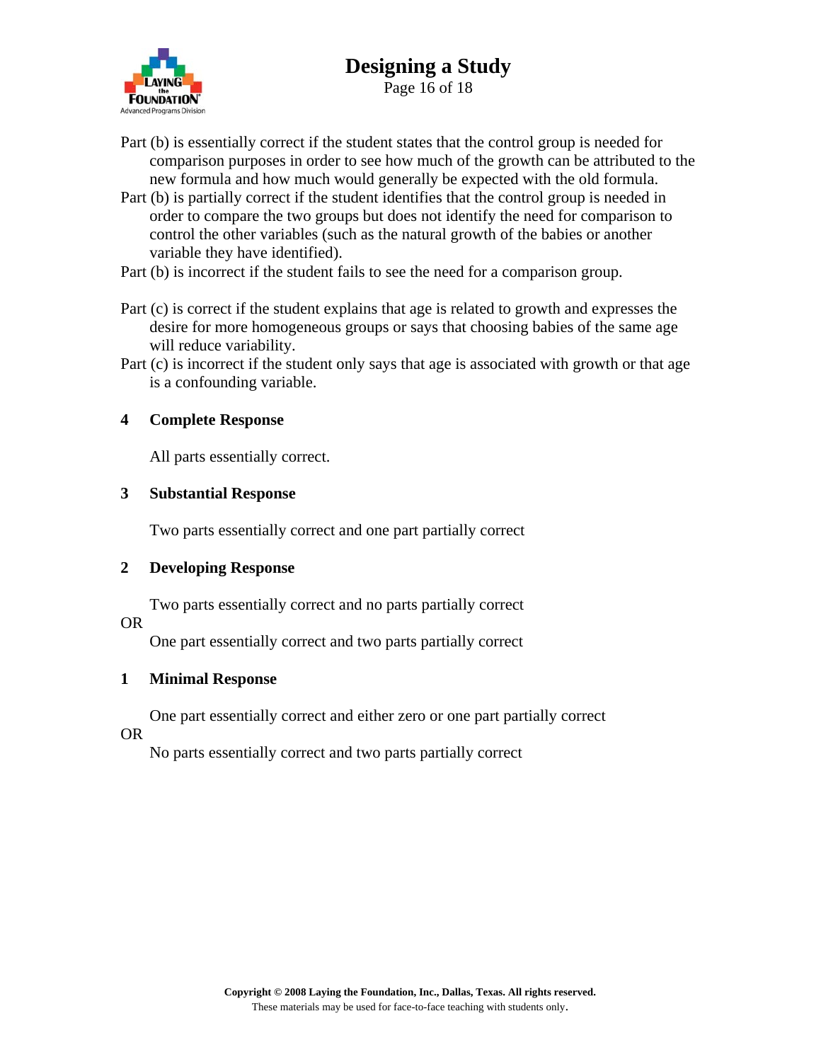Part (b) is essentially correct if the student states that the control group is needed for comparison purposes in order to see how much of the growth can be attributed to the new formula and how much would generally be expected with the old formula.

Part (b) is partially correct if the student identifies that the control group is needed in order to compare the two groups but does not identify the need for comparison to control the other variables (such as the natural growth of the babies or another variable they have identified).

Part (b) is incorrect if the student fails to see the need for a comparison group.

Part (c) is correct if the student explains that age is related to growth and expresses the desire for more homogeneous groups or says that choosing babies of the same age will reduce variability.

Part (c) is incorrect if the student only says that age is associated with growth or that age is a confounding variable.

**4 Complete Response**

All parts essentially correct.

**3 Substantial Response**

Two parts essentially correct and one part partially correct

**2 Developing Response**

Two parts essentially correct and no parts partially correct

OR

One part essentially correct and two parts partially correct

**1 Minimal Response**

One part essentially correct and either zero or one part partially correct

OR

No parts essentially correct and two parts partially correct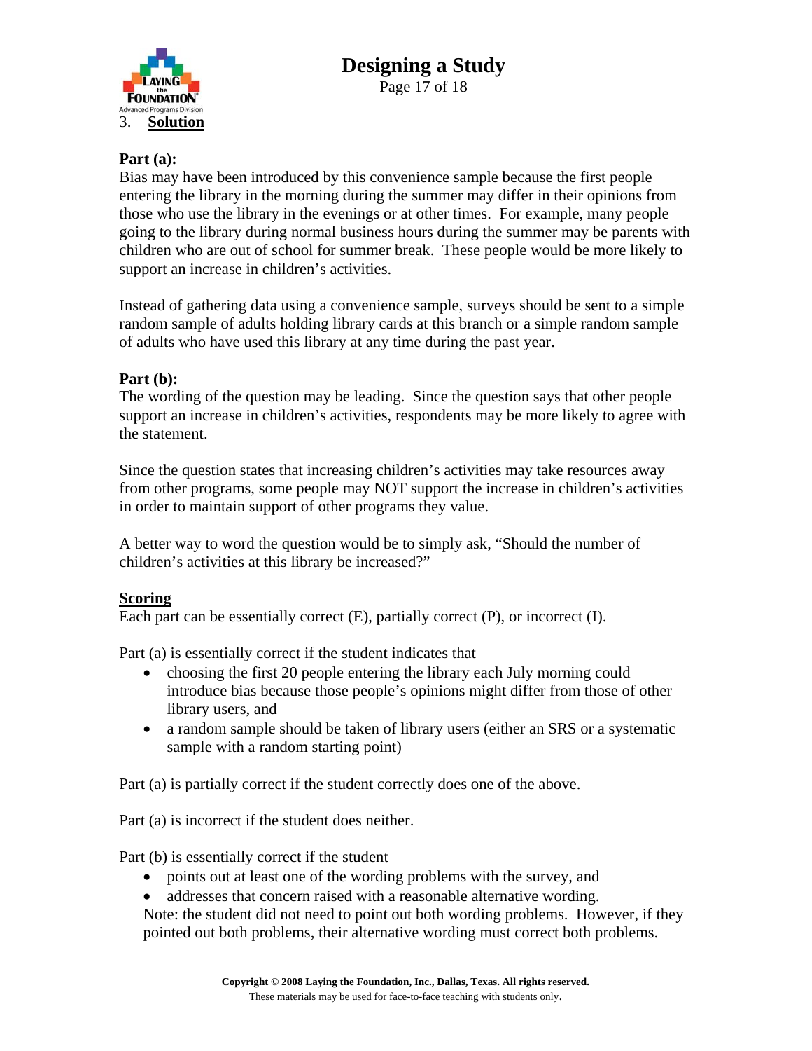3. **Solution**

**Part (a):**
Bias may have been introduced by this convenience sample because the first people entering the library in the morning during the summer may differ in their opinions from those who use the library in the evenings or at other times. For example, many people going to the library during normal business hours during the summer may be parents with children who are out of school for summer break. These people would be more likely to support an increase in children's activities.

Instead of gathering data using a convenience sample, surveys should be sent to a simple random sample of adults holding library cards at this branch or a simple random sample of adults who have used this library at any time during the past year.

**Part (b):**
The wording of the question may be leading. Since the question says that other people support an increase in children's activities, respondents may be more likely to agree with the statement.

Since the question states that increasing children's activities may take resources away from other programs, some people may NOT support the increase in children's activities in order to maintain support of other programs they value.

A better way to word the question would be to simply ask, "Should the number of children's activities at this library be increased?"

**Scoring**

Each part can be essentially correct (E), partially correct (P), or incorrect (I).

Part (a) is essentially correct if the student indicates that

- choosing the first 20 people entering the library each July morning could introduce bias because those people's opinions might differ from those of other library users, and
- a random sample should be taken of library users (either an SRS or a systematic sample with a random starting point)

Part (a) is partially correct if the student correctly does one of the above.

Part (a) is incorrect if the student does neither.

Part (b) is essentially correct if the student

- points out at least one of the wording problems with the survey, and
- addresses that concern raised with a reasonable alternative wording.

Note: the student did not need to point out both wording problems. However, if they pointed out both problems, their alternative wording must correct both problems.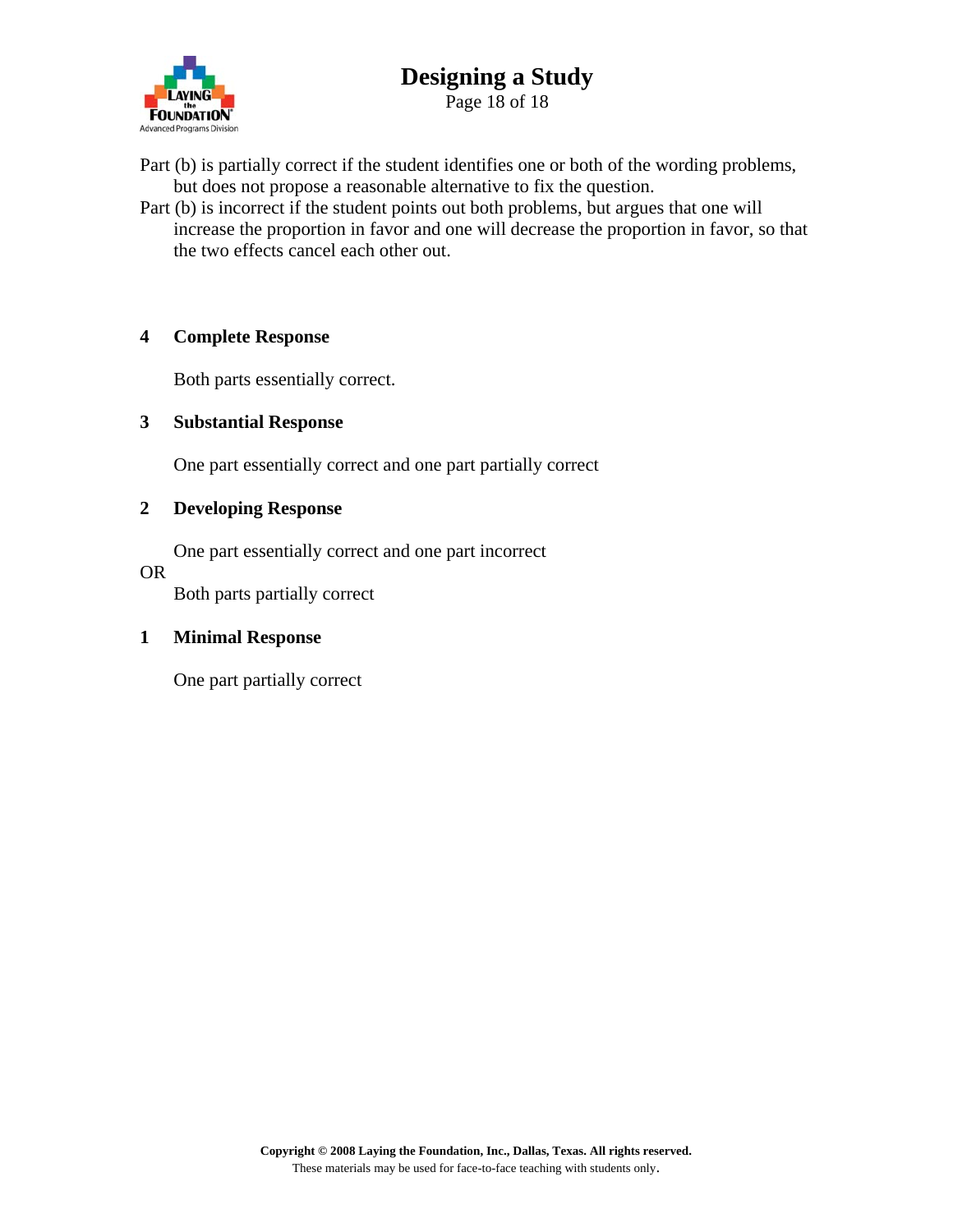Part (b) is partially correct if the student identifies one or both of the wording problems, but does not propose a reasonable alternative to fix the question.

Part (b) is incorrect if the student points out both problems, but argues that one will increase the proportion in favor and one will decrease the proportion in favor, so that the two effects cancel each other out.

**4 Complete Response**

Both parts essentially correct.

**3 Substantial Response**

One part essentially correct and one part partially correct

**2 Developing Response**

One part essentially correct and one part incorrect

OR

Both parts partially correct

**1 Minimal Response**

One part partially correct

**Copyright © 2008 Laying the Foundation, Inc., Dallas, Texas. All rights reserved.**
These materials may be used for face-to-face teaching with students only.